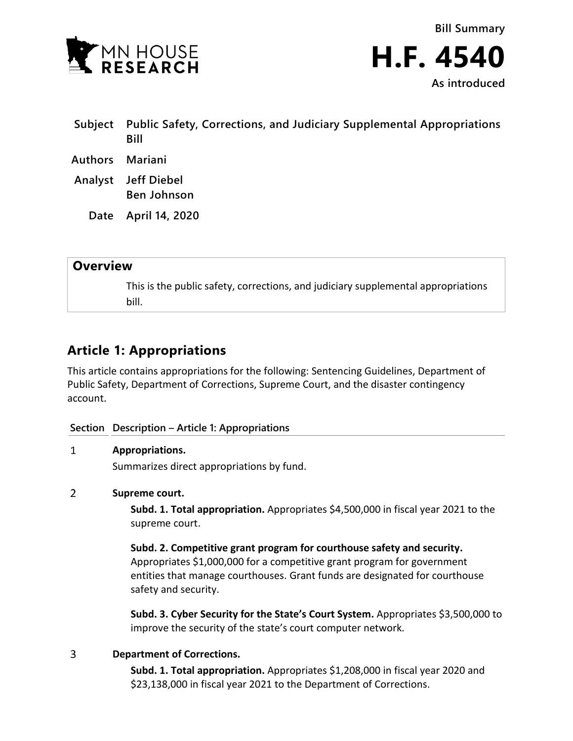Bill Summary

# H.F. 4540

As introduced

**Subject** Public Safety, Corrections, and Judiciary Supplemental Appropriations Bill

**Authors** Mariani

**Analyst** Jeff Diebel
Ben Johnson

**Date** April 14, 2020

## Overview

This is the public safety, corrections, and judiciary supplemental appropriations bill.

## Article 1: Appropriations

This article contains appropriations for the following: Sentencing Guidelines, Department of Public Safety, Department of Corrections, Supreme Court, and the disaster contingency account.

| Section | Description – Article 1: Appropriations |
|---|---|

1 **Appropriations.**

Summarizes direct appropriations by fund.

2 **Supreme court.**

**Subd. 1. Total appropriation.** Appropriates $4,500,000 in fiscal year 2021 to the supreme court.

**Subd. 2. Competitive grant program for courthouse safety and security.** Appropriates $1,000,000 for a competitive grant program for government entities that manage courthouses. Grant funds are designated for courthouse safety and security.

**Subd. 3. Cyber Security for the State's Court System.** Appropriates $3,500,000 to improve the security of the state's court computer network.

3 **Department of Corrections.**

**Subd. 1. Total appropriation.** Appropriates $1,208,000 in fiscal year 2020 and $23,138,000 in fiscal year 2021 to the Department of Corrections.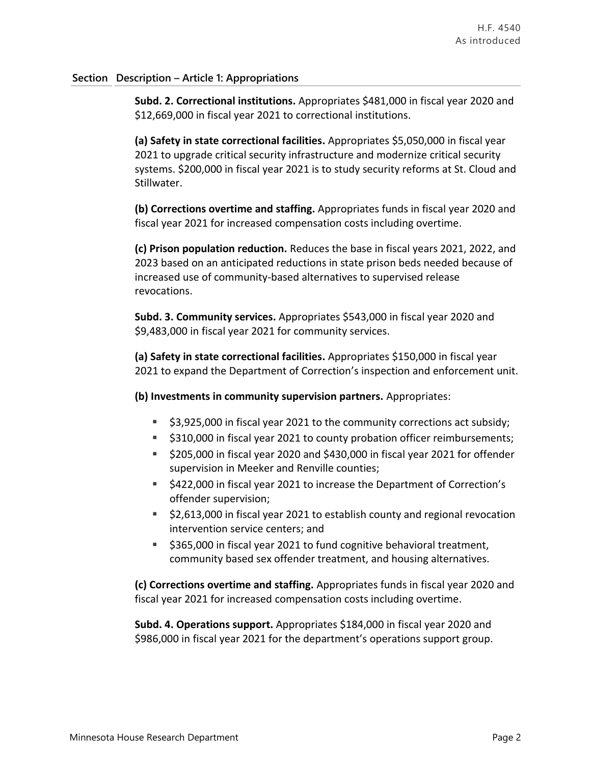**Section Description – Article 1: Appropriations**

**Subd. 2. Correctional institutions.** Appropriates $481,000 in fiscal year 2020 and $12,669,000 in fiscal year 2021 to correctional institutions.

**(a) Safety in state correctional facilities.** Appropriates $5,050,000 in fiscal year 2021 to upgrade critical security infrastructure and modernize critical security systems. $200,000 in fiscal year 2021 is to study security reforms at St. Cloud and Stillwater.

**(b) Corrections overtime and staffing.** Appropriates funds in fiscal year 2020 and fiscal year 2021 for increased compensation costs including overtime.

**(c) Prison population reduction.** Reduces the base in fiscal years 2021, 2022, and 2023 based on an anticipated reductions in state prison beds needed because of increased use of community-based alternatives to supervised release revocations.

**Subd. 3. Community services.** Appropriates $543,000 in fiscal year 2020 and $9,483,000 in fiscal year 2021 for community services.

**(a) Safety in state correctional facilities.** Appropriates $150,000 in fiscal year 2021 to expand the Department of Correction's inspection and enforcement unit.

**(b) Investments in community supervision partners.** Appropriates:

- $3,925,000 in fiscal year 2021 to the community corrections act subsidy;
- $310,000 in fiscal year 2021 to county probation officer reimbursements;
- $205,000 in fiscal year 2020 and $430,000 in fiscal year 2021 for offender supervision in Meeker and Renville counties;
- $422,000 in fiscal year 2021 to increase the Department of Correction's offender supervision;
- $2,613,000 in fiscal year 2021 to establish county and regional revocation intervention service centers; and
- $365,000 in fiscal year 2021 to fund cognitive behavioral treatment, community based sex offender treatment, and housing alternatives.

**(c) Corrections overtime and staffing.** Appropriates funds in fiscal year 2020 and fiscal year 2021 for increased compensation costs including overtime.

**Subd. 4. Operations support.** Appropriates $184,000 in fiscal year 2020 and $986,000 in fiscal year 2021 for the department's operations support group.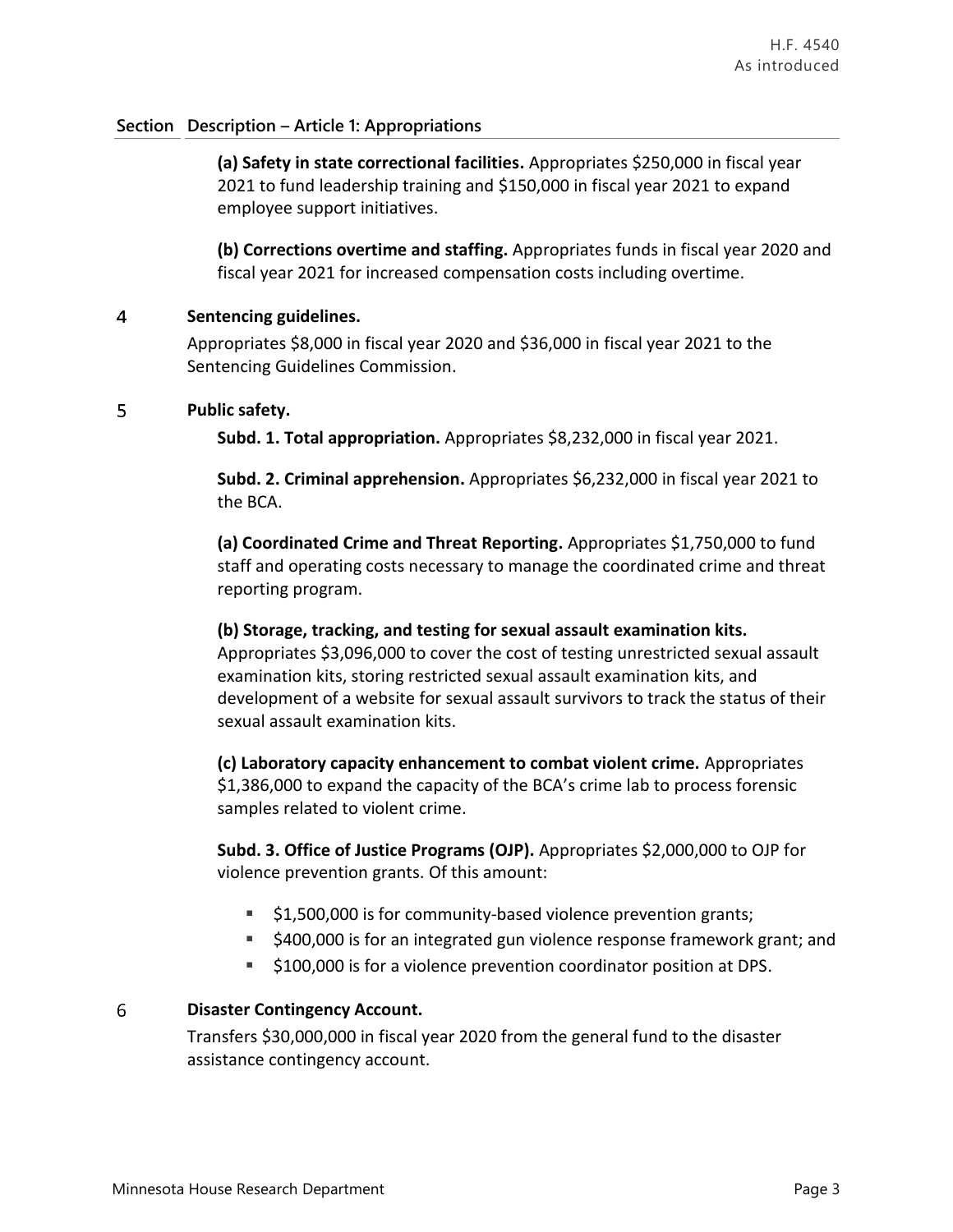**Section Description – Article 1: Appropriations**

**(a) Safety in state correctional facilities.** Appropriates $250,000 in fiscal year 2021 to fund leadership training and $150,000 in fiscal year 2021 to expand employee support initiatives.

**(b) Corrections overtime and staffing.** Appropriates funds in fiscal year 2020 and fiscal year 2021 for increased compensation costs including overtime.

4 **Sentencing guidelines.**

Appropriates $8,000 in fiscal year 2020 and $36,000 in fiscal year 2021 to the Sentencing Guidelines Commission.

5 **Public safety.**

**Subd. 1. Total appropriation.** Appropriates $8,232,000 in fiscal year 2021.

**Subd. 2. Criminal apprehension.** Appropriates $6,232,000 in fiscal year 2021 to the BCA.

**(a) Coordinated Crime and Threat Reporting.** Appropriates $1,750,000 to fund staff and operating costs necessary to manage the coordinated crime and threat reporting program.

**(b) Storage, tracking, and testing for sexual assault examination kits.** Appropriates $3,096,000 to cover the cost of testing unrestricted sexual assault examination kits, storing restricted sexual assault examination kits, and development of a website for sexual assault survivors to track the status of their sexual assault examination kits.

**(c) Laboratory capacity enhancement to combat violent crime.** Appropriates $1,386,000 to expand the capacity of the BCA's crime lab to process forensic samples related to violent crime.

**Subd. 3. Office of Justice Programs (OJP).** Appropriates $2,000,000 to OJP for violence prevention grants. Of this amount:

- $1,500,000 is for community-based violence prevention grants;
- $400,000 is for an integrated gun violence response framework grant; and
- $100,000 is for a violence prevention coordinator position at DPS.

6 **Disaster Contingency Account.**

Transfers $30,000,000 in fiscal year 2020 from the general fund to the disaster assistance contingency account.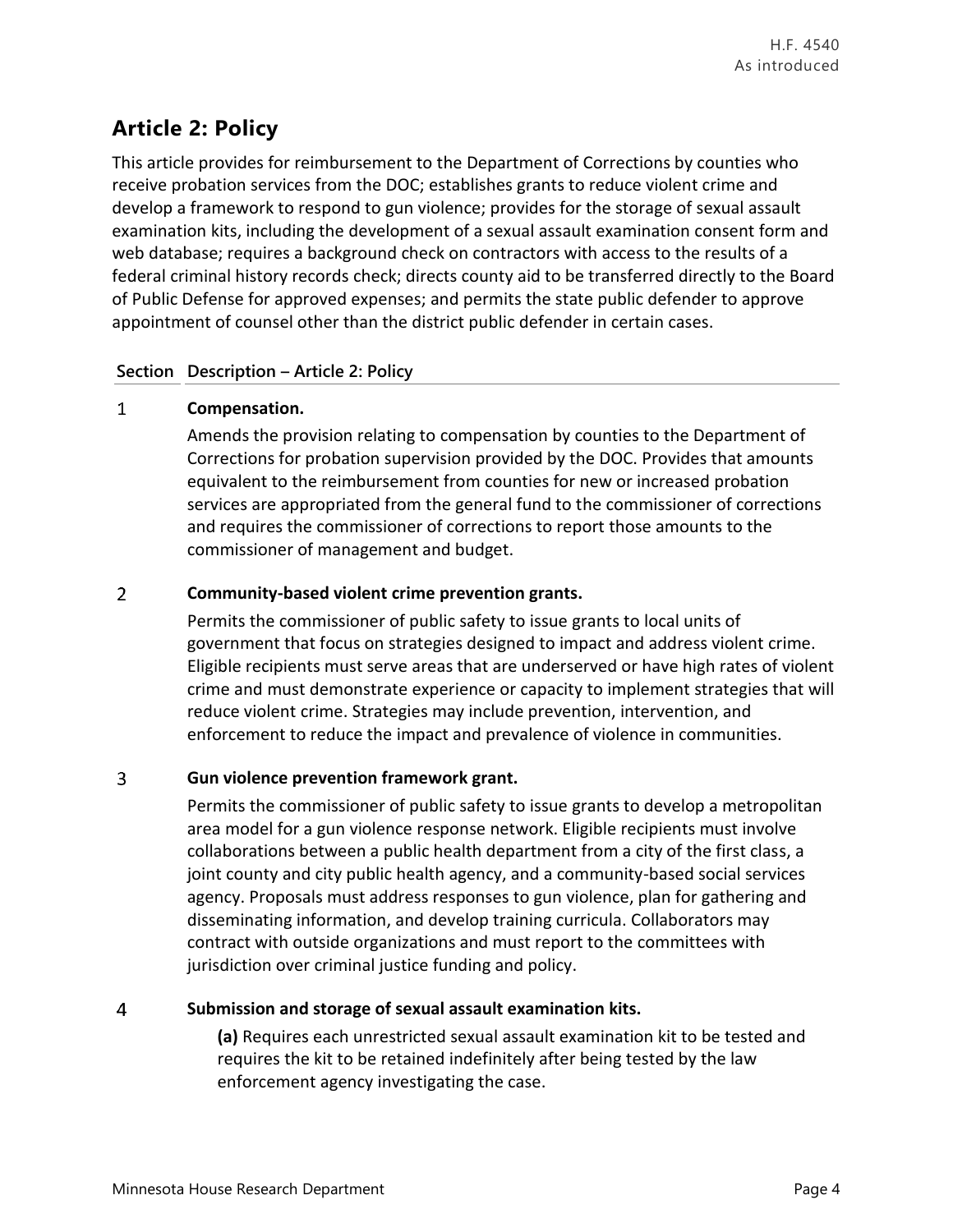## Article 2: Policy

This article provides for reimbursement to the Department of Corrections by counties who receive probation services from the DOC; establishes grants to reduce violent crime and develop a framework to respond to gun violence; provides for the storage of sexual assault examination kits, including the development of a sexual assault examination consent form and web database; requires a background check on contractors with access to the results of a federal criminal history records check; directs county aid to be transferred directly to the Board of Public Defense for approved expenses; and permits the state public defender to approve appointment of counsel other than the district public defender in certain cases.

| Section | Description – Article 2: Policy |
|---|---|
| 1 | **Compensation.** Amends the provision relating to compensation by counties to the Department of Corrections for probation supervision provided by the DOC. Provides that amounts equivalent to the reimbursement from counties for new or increased probation services are appropriated from the general fund to the commissioner of corrections and requires the commissioner of corrections to report those amounts to the commissioner of management and budget. |
| 2 | **Community-based violent crime prevention grants.** Permits the commissioner of public safety to issue grants to local units of government that focus on strategies designed to impact and address violent crime. Eligible recipients must serve areas that are underserved or have high rates of violent crime and must demonstrate experience or capacity to implement strategies that will reduce violent crime. Strategies may include prevention, intervention, and enforcement to reduce the impact and prevalence of violence in communities. |
| 3 | **Gun violence prevention framework grant.** Permits the commissioner of public safety to issue grants to develop a metropolitan area model for a gun violence response network. Eligible recipients must involve collaborations between a public health department from a city of the first class, a joint county and city public health agency, and a community-based social services agency. Proposals must address responses to gun violence, plan for gathering and disseminating information, and develop training curricula. Collaborators may contract with outside organizations and must report to the committees with jurisdiction over criminal justice funding and policy. |
| 4 | **Submission and storage of sexual assault examination kits.** **(a)** Requires each unrestricted sexual assault examination kit to be tested and requires the kit to be retained indefinitely after being tested by the law enforcement agency investigating the case. |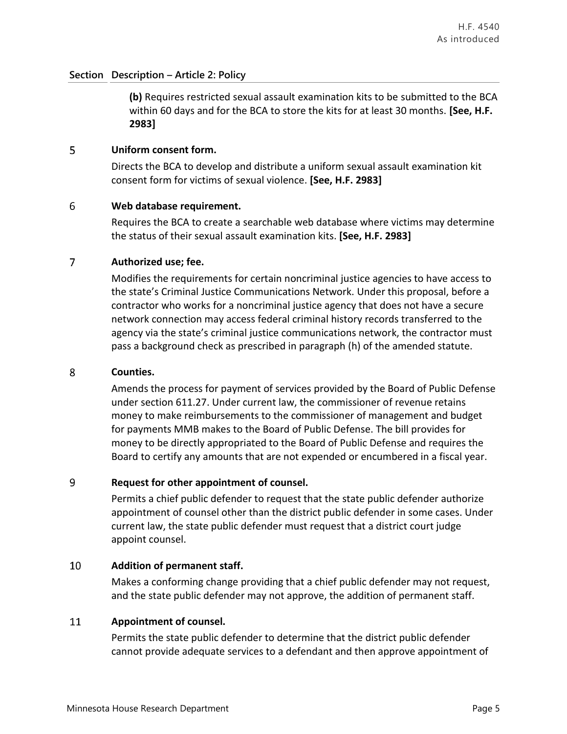| Section | Description – Article 2: Policy |
|---|---|
| | **(b)** Requires restricted sexual assault examination kits to be submitted to the BCA within 60 days and for the BCA to store the kits for at least 30 months. **[See, H.F. 2983]** |
| 5 | **Uniform consent form.**<br>Directs the BCA to develop and distribute a uniform sexual assault examination kit consent form for victims of sexual violence. **[See, H.F. 2983]** |
| 6 | **Web database requirement.**<br>Requires the BCA to create a searchable web database where victims may determine the status of their sexual assault examination kits. **[See, H.F. 2983]** |
| 7 | **Authorized use; fee.**<br>Modifies the requirements for certain noncriminal justice agencies to have access to the state's Criminal Justice Communications Network. Under this proposal, before a contractor who works for a noncriminal justice agency that does not have a secure network connection may access federal criminal history records transferred to the agency via the state's criminal justice communications network, the contractor must pass a background check as prescribed in paragraph (h) of the amended statute. |
| 8 | **Counties.**<br>Amends the process for payment of services provided by the Board of Public Defense under section 611.27. Under current law, the commissioner of revenue retains money to make reimbursements to the commissioner of management and budget for payments MMB makes to the Board of Public Defense. The bill provides for money to be directly appropriated to the Board of Public Defense and requires the Board to certify any amounts that are not expended or encumbered in a fiscal year. |
| 9 | **Request for other appointment of counsel.**<br>Permits a chief public defender to request that the state public defender authorize appointment of counsel other than the district public defender in some cases. Under current law, the state public defender must request that a district court judge appoint counsel. |
| 10 | **Addition of permanent staff.**<br>Makes a conforming change providing that a chief public defender may not request, and the state public defender may not approve, the addition of permanent staff. |
| 11 | **Appointment of counsel.**<br>Permits the state public defender to determine that the district public defender cannot provide adequate services to a defendant and then approve appointment of |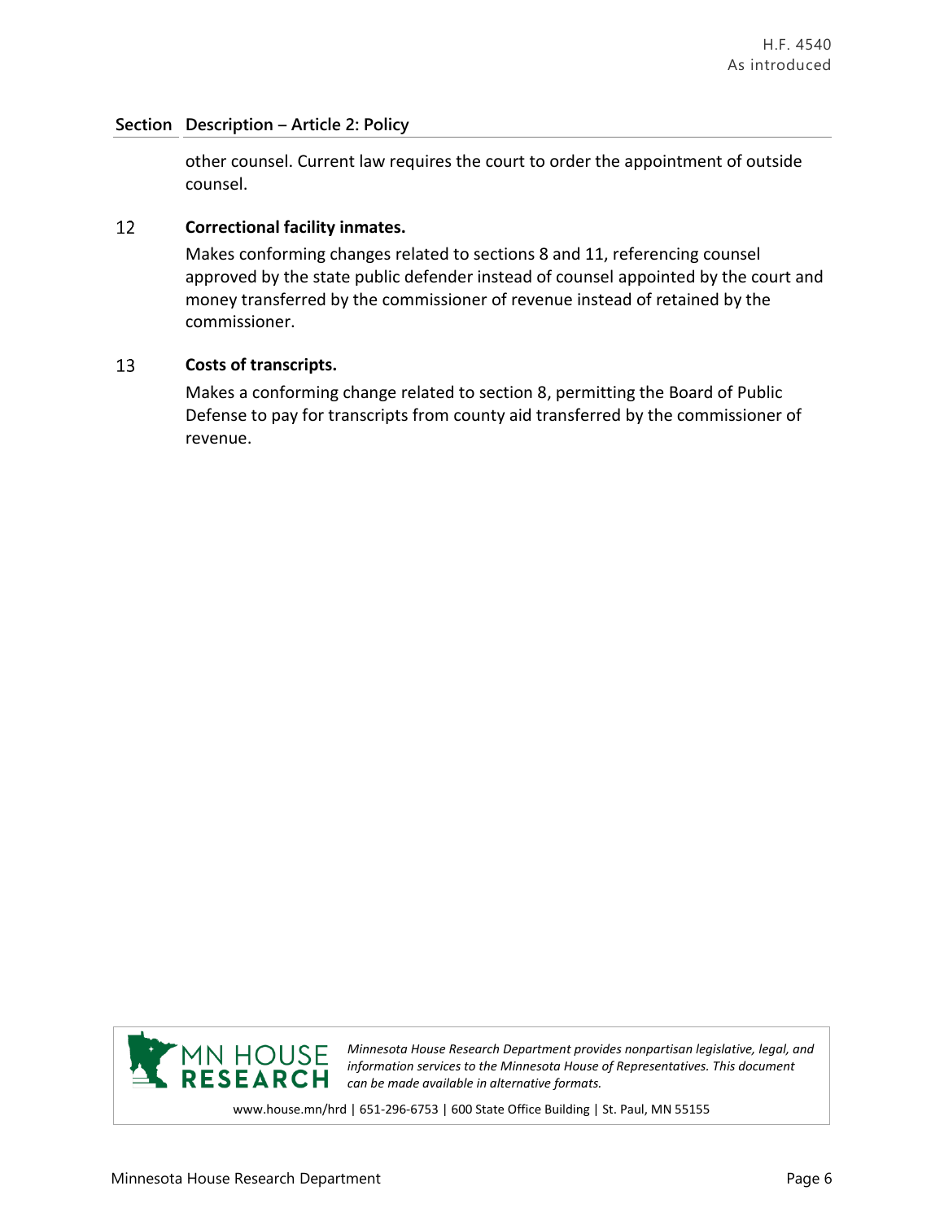| Section | Description – Article 2: Policy |
|---|---|
| | other counsel. Current law requires the court to order the appointment of outside counsel. |
| 12 | **Correctional facility inmates.** Makes conforming changes related to sections 8 and 11, referencing counsel approved by the state public defender instead of counsel appointed by the court and money transferred by the commissioner of revenue instead of retained by the commissioner. |
| 13 | **Costs of transcripts.** Makes a conforming change related to section 8, permitting the Board of Public Defense to pay for transcripts from county aid transferred by the commissioner of revenue. |

MN HOUSE RESEARCH

*Minnesota House Research Department provides nonpartisan legislative, legal, and information services to the Minnesota House of Representatives. This document can be made available in alternative formats.*

www.house.mn/hrd | 651-296-6753 | 600 State Office Building | St. Paul, MN 55155